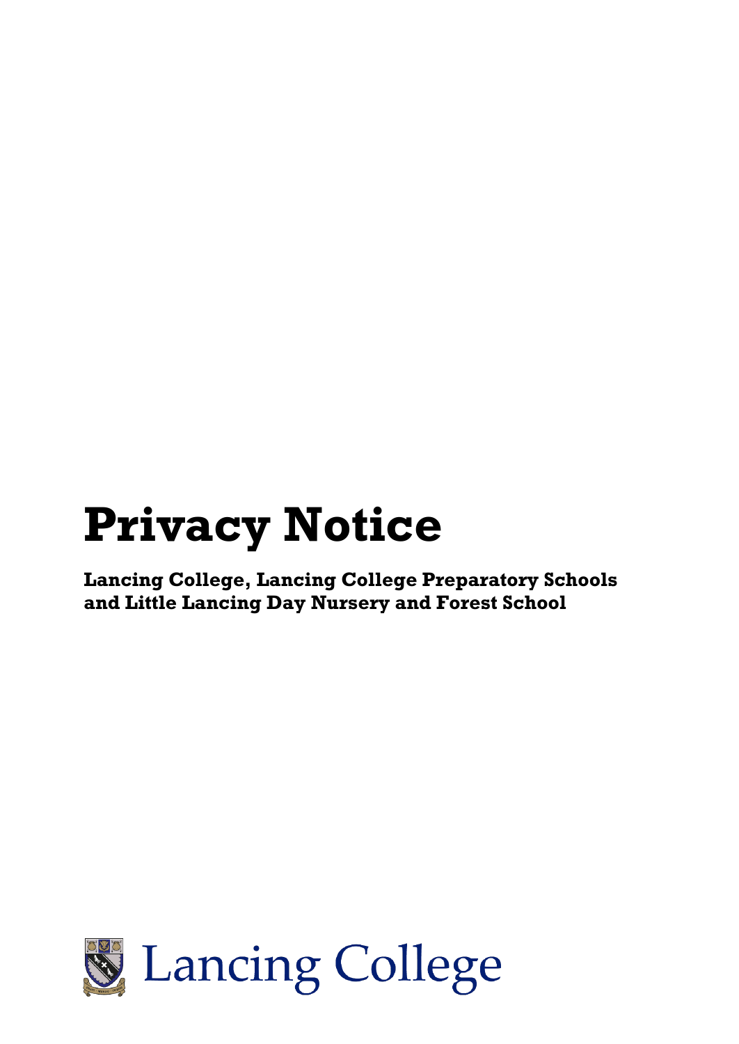# Privacy Notice

**Lancing College, Lancing College Preparatory Schools and Little Lancing Day Nursery and Forest School**

Lancing College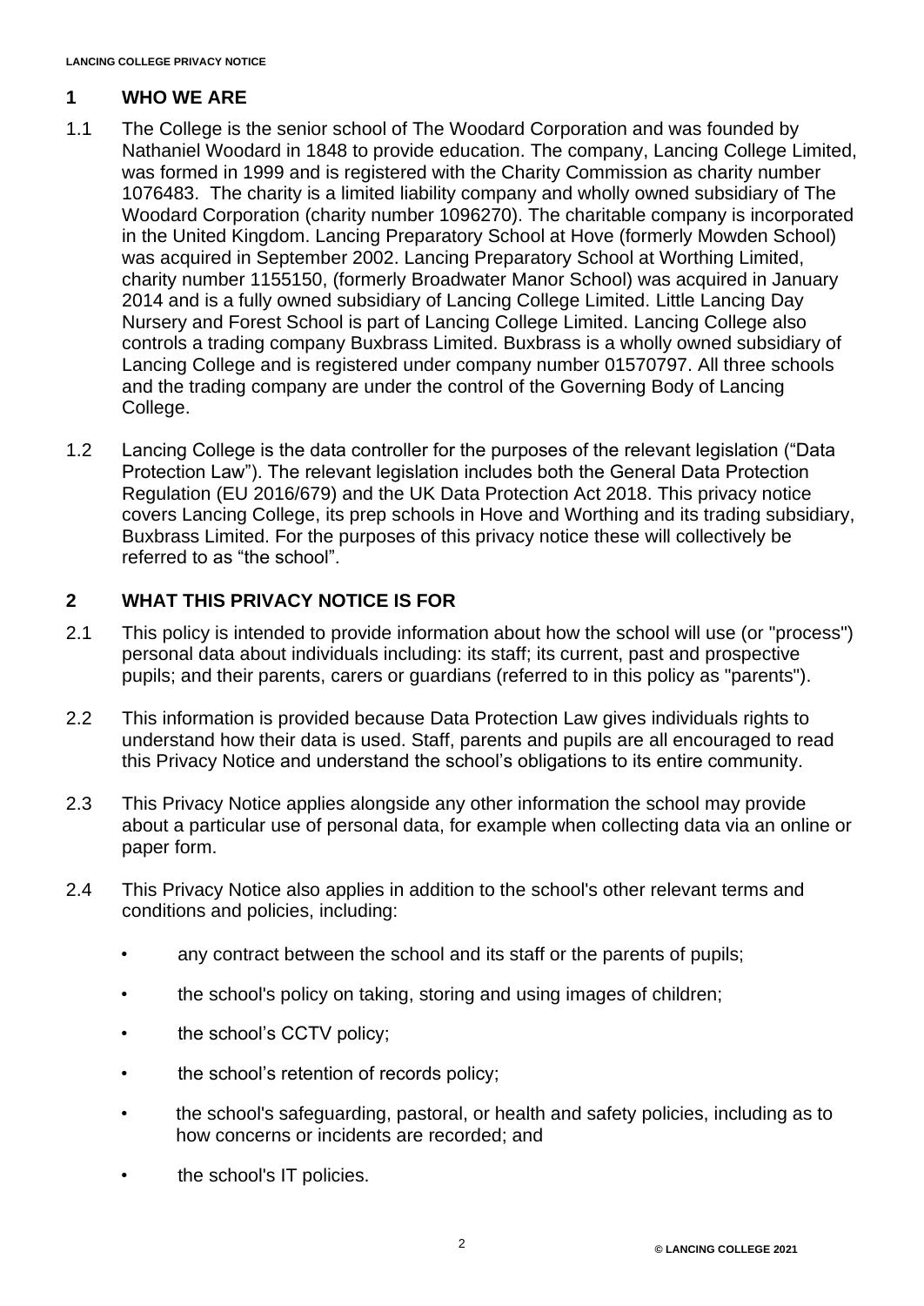## 1 WHO WE ARE

1.1 The College is the senior school of The Woodard Corporation and was founded by Nathaniel Woodard in 1848 to provide education. The company, Lancing College Limited, was formed in 1999 and is registered with the Charity Commission as charity number 1076483. The charity is a limited liability company and wholly owned subsidiary of The Woodard Corporation (charity number 1096270). The charitable company is incorporated in the United Kingdom. Lancing Preparatory School at Hove (formerly Mowden School) was acquired in September 2002. Lancing Preparatory School at Worthing Limited, charity number 1155150, (formerly Broadwater Manor School) was acquired in January 2014 and is a fully owned subsidiary of Lancing College Limited. Little Lancing Day Nursery and Forest School is part of Lancing College Limited. Lancing College also controls a trading company Buxbrass Limited. Buxbrass is a wholly owned subsidiary of Lancing College and is registered under company number 01570797. All three schools and the trading company are under the control of the Governing Body of Lancing College.

1.2 Lancing College is the data controller for the purposes of the relevant legislation ("Data Protection Law"). The relevant legislation includes both the General Data Protection Regulation (EU 2016/679) and the UK Data Protection Act 2018. This privacy notice covers Lancing College, its prep schools in Hove and Worthing and its trading subsidiary, Buxbrass Limited. For the purposes of this privacy notice these will collectively be referred to as "the school".

## 2 WHAT THIS PRIVACY NOTICE IS FOR

2.1 This policy is intended to provide information about how the school will use (or "process") personal data about individuals including: its staff; its current, past and prospective pupils; and their parents, carers or guardians (referred to in this policy as "parents").

2.2 This information is provided because Data Protection Law gives individuals rights to understand how their data is used. Staff, parents and pupils are all encouraged to read this Privacy Notice and understand the school's obligations to its entire community.

2.3 This Privacy Notice applies alongside any other information the school may provide about a particular use of personal data, for example when collecting data via an online or paper form.

2.4 This Privacy Notice also applies in addition to the school's other relevant terms and conditions and policies, including:

- any contract between the school and its staff or the parents of pupils;
- the school's policy on taking, storing and using images of children;
- the school's CCTV policy;
- the school's retention of records policy;
- the school's safeguarding, pastoral, or health and safety policies, including as to how concerns or incidents are recorded; and
- the school's IT policies.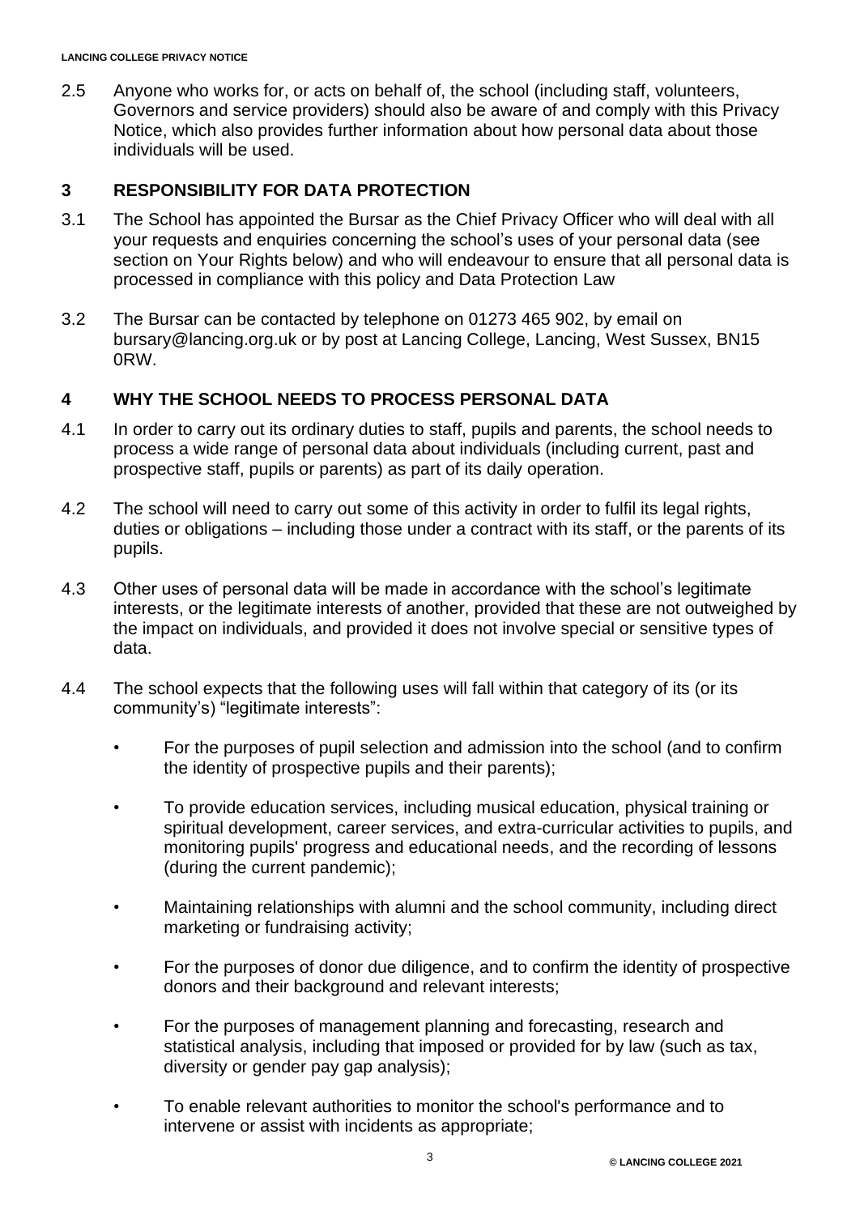2.5 Anyone who works for, or acts on behalf of, the school (including staff, volunteers, Governors and service providers) should also be aware of and comply with this Privacy Notice, which also provides further information about how personal data about those individuals will be used.

## 3 RESPONSIBILITY FOR DATA PROTECTION

3.1 The School has appointed the Bursar as the Chief Privacy Officer who will deal with all your requests and enquiries concerning the school's uses of your personal data (see section on Your Rights below) and who will endeavour to ensure that all personal data is processed in compliance with this policy and Data Protection Law

3.2 The Bursar can be contacted by telephone on 01273 465 902, by email on bursary@lancing.org.uk or by post at Lancing College, Lancing, West Sussex, BN15 0RW.

## 4 WHY THE SCHOOL NEEDS TO PROCESS PERSONAL DATA

4.1 In order to carry out its ordinary duties to staff, pupils and parents, the school needs to process a wide range of personal data about individuals (including current, past and prospective staff, pupils or parents) as part of its daily operation.

4.2 The school will need to carry out some of this activity in order to fulfil its legal rights, duties or obligations – including those under a contract with its staff, or the parents of its pupils.

4.3 Other uses of personal data will be made in accordance with the school's legitimate interests, or the legitimate interests of another, provided that these are not outweighed by the impact on individuals, and provided it does not involve special or sensitive types of data.

4.4 The school expects that the following uses will fall within that category of its (or its community's) "legitimate interests":

- For the purposes of pupil selection and admission into the school (and to confirm the identity of prospective pupils and their parents);
- To provide education services, including musical education, physical training or spiritual development, career services, and extra-curricular activities to pupils, and monitoring pupils' progress and educational needs, and the recording of lessons (during the current pandemic);
- Maintaining relationships with alumni and the school community, including direct marketing or fundraising activity;
- For the purposes of donor due diligence, and to confirm the identity of prospective donors and their background and relevant interests;
- For the purposes of management planning and forecasting, research and statistical analysis, including that imposed or provided for by law (such as tax, diversity or gender pay gap analysis);
- To enable relevant authorities to monitor the school's performance and to intervene or assist with incidents as appropriate;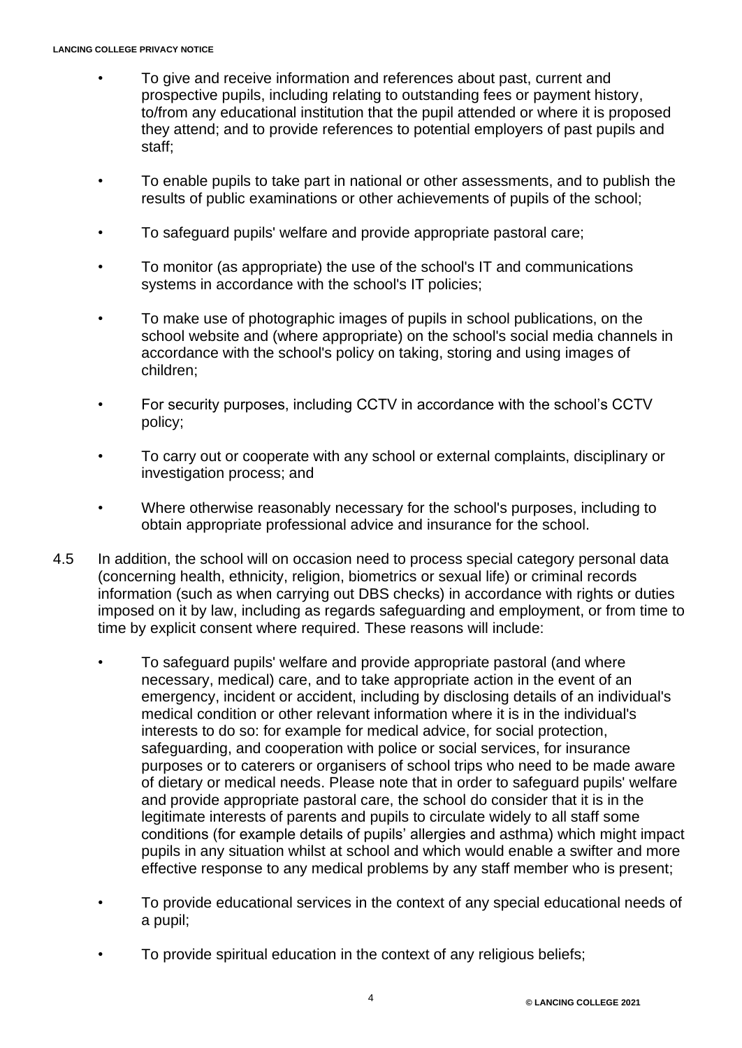- To give and receive information and references about past, current and prospective pupils, including relating to outstanding fees or payment history, to/from any educational institution that the pupil attended or where it is proposed they attend; and to provide references to potential employers of past pupils and staff;

- To enable pupils to take part in national or other assessments, and to publish the results of public examinations or other achievements of pupils of the school;

- To safeguard pupils' welfare and provide appropriate pastoral care;

- To monitor (as appropriate) the use of the school's IT and communications systems in accordance with the school's IT policies;

- To make use of photographic images of pupils in school publications, on the school website and (where appropriate) on the school's social media channels in accordance with the school's policy on taking, storing and using images of children;

- For security purposes, including CCTV in accordance with the school's CCTV policy;

- To carry out or cooperate with any school or external complaints, disciplinary or investigation process; and

- Where otherwise reasonably necessary for the school's purposes, including to obtain appropriate professional advice and insurance for the school.

4.5 In addition, the school will on occasion need to process special category personal data (concerning health, ethnicity, religion, biometrics or sexual life) or criminal records information (such as when carrying out DBS checks) in accordance with rights or duties imposed on it by law, including as regards safeguarding and employment, or from time to time by explicit consent where required. These reasons will include:

- To safeguard pupils' welfare and provide appropriate pastoral (and where necessary, medical) care, and to take appropriate action in the event of an emergency, incident or accident, including by disclosing details of an individual's medical condition or other relevant information where it is in the individual's interests to do so: for example for medical advice, for social protection, safeguarding, and cooperation with police or social services, for insurance purposes or to caterers or organisers of school trips who need to be made aware of dietary or medical needs. Please note that in order to safeguard pupils' welfare and provide appropriate pastoral care, the school do consider that it is in the legitimate interests of parents and pupils to circulate widely to all staff some conditions (for example details of pupils' allergies and asthma) which might impact pupils in any situation whilst at school and which would enable a swifter and more effective response to any medical problems by any staff member who is present;

- To provide educational services in the context of any special educational needs of a pupil;

- To provide spiritual education in the context of any religious beliefs;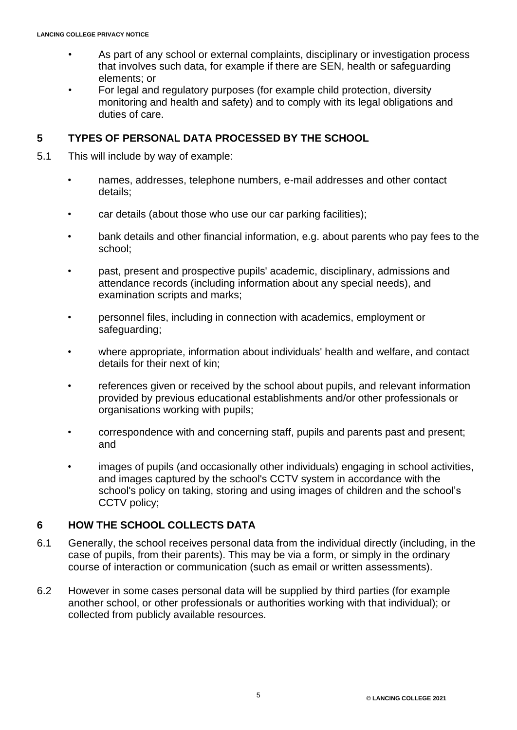- As part of any school or external complaints, disciplinary or investigation process that involves such data, for example if there are SEN, health or safeguarding elements; or
- For legal and regulatory purposes (for example child protection, diversity monitoring and health and safety) and to comply with its legal obligations and duties of care.

## 5 TYPES OF PERSONAL DATA PROCESSED BY THE SCHOOL

5.1 This will include by way of example:

- names, addresses, telephone numbers, e-mail addresses and other contact details;
- car details (about those who use our car parking facilities);
- bank details and other financial information, e.g. about parents who pay fees to the school;
- past, present and prospective pupils' academic, disciplinary, admissions and attendance records (including information about any special needs), and examination scripts and marks;
- personnel files, including in connection with academics, employment or safeguarding;
- where appropriate, information about individuals' health and welfare, and contact details for their next of kin;
- references given or received by the school about pupils, and relevant information provided by previous educational establishments and/or other professionals or organisations working with pupils;
- correspondence with and concerning staff, pupils and parents past and present; and
- images of pupils (and occasionally other individuals) engaging in school activities, and images captured by the school's CCTV system in accordance with the school's policy on taking, storing and using images of children and the school's CCTV policy;

## 6 HOW THE SCHOOL COLLECTS DATA

6.1 Generally, the school receives personal data from the individual directly (including, in the case of pupils, from their parents). This may be via a form, or simply in the ordinary course of interaction or communication (such as email or written assessments).

6.2 However in some cases personal data will be supplied by third parties (for example another school, or other professionals or authorities working with that individual); or collected from publicly available resources.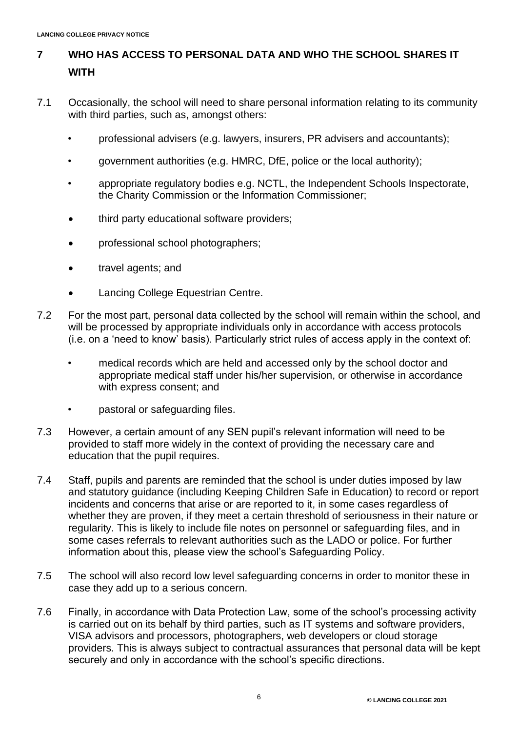## 7 WHO HAS ACCESS TO PERSONAL DATA AND WHO THE SCHOOL SHARES IT WITH

7.1 Occasionally, the school will need to share personal information relating to its community with third parties, such as, amongst others:

- professional advisers (e.g. lawyers, insurers, PR advisers and accountants);
- government authorities (e.g. HMRC, DfE, police or the local authority);
- appropriate regulatory bodies e.g. NCTL, the Independent Schools Inspectorate, the Charity Commission or the Information Commissioner;
- third party educational software providers;
- professional school photographers;
- travel agents; and
- Lancing College Equestrian Centre.

7.2 For the most part, personal data collected by the school will remain within the school, and will be processed by appropriate individuals only in accordance with access protocols (i.e. on a 'need to know' basis). Particularly strict rules of access apply in the context of:

- medical records which are held and accessed only by the school doctor and appropriate medical staff under his/her supervision, or otherwise in accordance with express consent; and
- pastoral or safeguarding files.

7.3 However, a certain amount of any SEN pupil's relevant information will need to be provided to staff more widely in the context of providing the necessary care and education that the pupil requires.

7.4 Staff, pupils and parents are reminded that the school is under duties imposed by law and statutory guidance (including Keeping Children Safe in Education) to record or report incidents and concerns that arise or are reported to it, in some cases regardless of whether they are proven, if they meet a certain threshold of seriousness in their nature or regularity. This is likely to include file notes on personnel or safeguarding files, and in some cases referrals to relevant authorities such as the LADO or police. For further information about this, please view the school's Safeguarding Policy.

7.5 The school will also record low level safeguarding concerns in order to monitor these in case they add up to a serious concern.

7.6 Finally, in accordance with Data Protection Law, some of the school's processing activity is carried out on its behalf by third parties, such as IT systems and software providers, VISA advisors and processors, photographers, web developers or cloud storage providers. This is always subject to contractual assurances that personal data will be kept securely and only in accordance with the school's specific directions.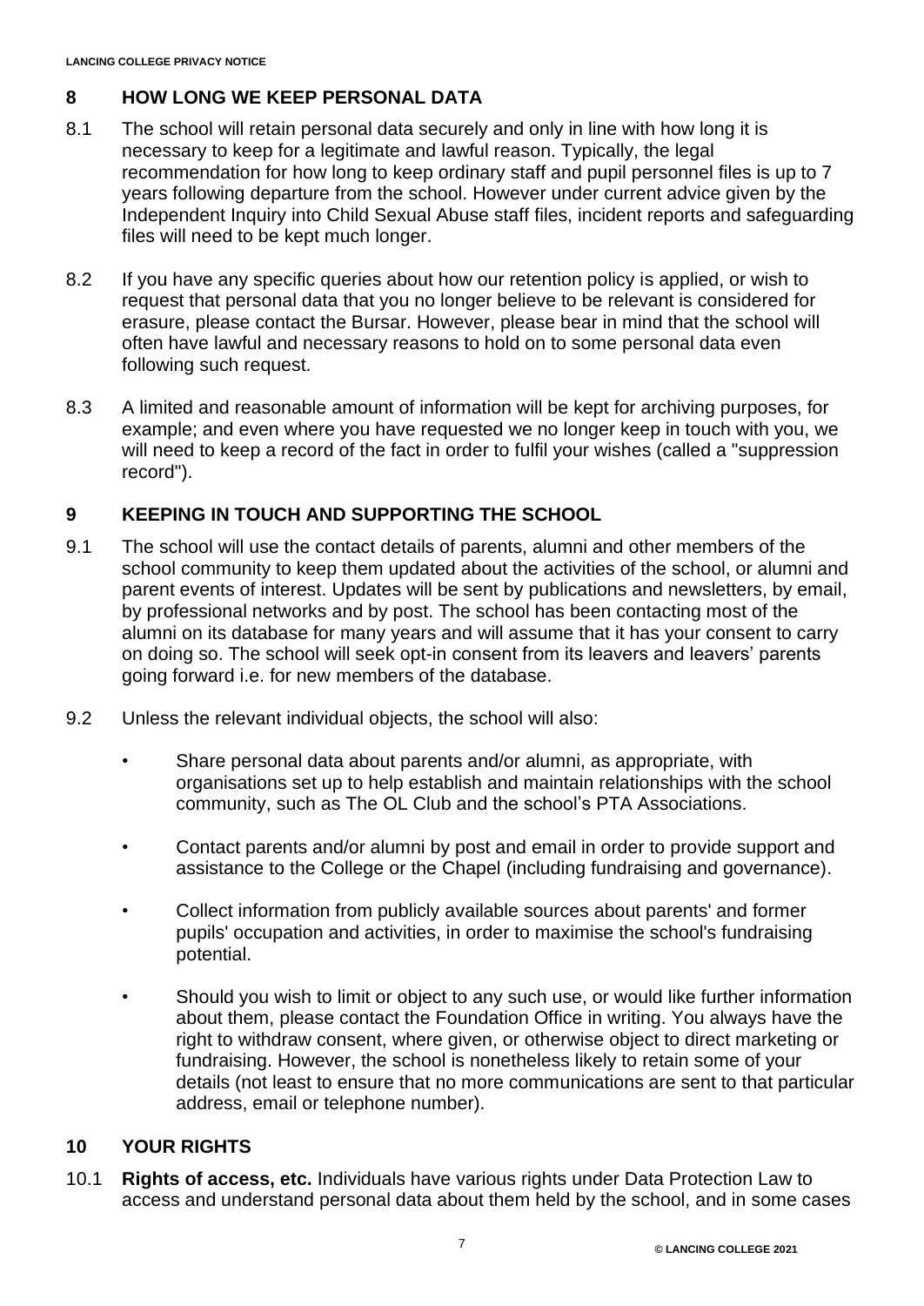## 8 HOW LONG WE KEEP PERSONAL DATA

8.1 The school will retain personal data securely and only in line with how long it is necessary to keep for a legitimate and lawful reason. Typically, the legal recommendation for how long to keep ordinary staff and pupil personnel files is up to 7 years following departure from the school. However under current advice given by the Independent Inquiry into Child Sexual Abuse staff files, incident reports and safeguarding files will need to be kept much longer.

8.2 If you have any specific queries about how our retention policy is applied, or wish to request that personal data that you no longer believe to be relevant is considered for erasure, please contact the Bursar. However, please bear in mind that the school will often have lawful and necessary reasons to hold on to some personal data even following such request.

8.3 A limited and reasonable amount of information will be kept for archiving purposes, for example; and even where you have requested we no longer keep in touch with you, we will need to keep a record of the fact in order to fulfil your wishes (called a "suppression record").

## 9 KEEPING IN TOUCH AND SUPPORTING THE SCHOOL

9.1 The school will use the contact details of parents, alumni and other members of the school community to keep them updated about the activities of the school, or alumni and parent events of interest. Updates will be sent by publications and newsletters, by email, by professional networks and by post. The school has been contacting most of the alumni on its database for many years and will assume that it has your consent to carry on doing so. The school will seek opt-in consent from its leavers and leavers' parents going forward i.e. for new members of the database.

9.2 Unless the relevant individual objects, the school will also:

- Share personal data about parents and/or alumni, as appropriate, with organisations set up to help establish and maintain relationships with the school community, such as The OL Club and the school's PTA Associations.
- Contact parents and/or alumni by post and email in order to provide support and assistance to the College or the Chapel (including fundraising and governance).
- Collect information from publicly available sources about parents' and former pupils' occupation and activities, in order to maximise the school's fundraising potential.
- Should you wish to limit or object to any such use, or would like further information about them, please contact the Foundation Office in writing. You always have the right to withdraw consent, where given, or otherwise object to direct marketing or fundraising. However, the school is nonetheless likely to retain some of your details (not least to ensure that no more communications are sent to that particular address, email or telephone number).

## 10 YOUR RIGHTS

10.1 **Rights of access, etc.** Individuals have various rights under Data Protection Law to access and understand personal data about them held by the school, and in some cases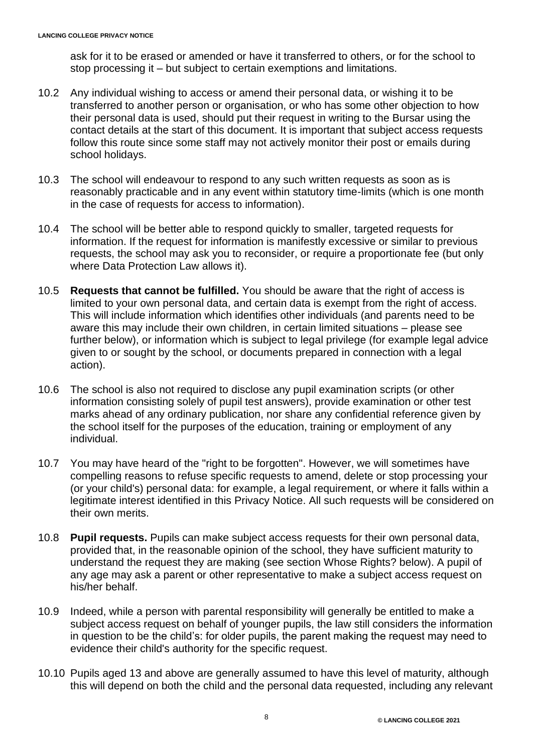ask for it to be erased or amended or have it transferred to others, or for the school to stop processing it – but subject to certain exemptions and limitations.

10.2 Any individual wishing to access or amend their personal data, or wishing it to be transferred to another person or organisation, or who has some other objection to how their personal data is used, should put their request in writing to the Bursar using the contact details at the start of this document. It is important that subject access requests follow this route since some staff may not actively monitor their post or emails during school holidays.

10.3 The school will endeavour to respond to any such written requests as soon as is reasonably practicable and in any event within statutory time-limits (which is one month in the case of requests for access to information).

10.4 The school will be better able to respond quickly to smaller, targeted requests for information. If the request for information is manifestly excessive or similar to previous requests, the school may ask you to reconsider, or require a proportionate fee (but only where Data Protection Law allows it).

10.5 **Requests that cannot be fulfilled.** You should be aware that the right of access is limited to your own personal data, and certain data is exempt from the right of access. This will include information which identifies other individuals (and parents need to be aware this may include their own children, in certain limited situations – please see further below), or information which is subject to legal privilege (for example legal advice given to or sought by the school, or documents prepared in connection with a legal action).

10.6 The school is also not required to disclose any pupil examination scripts (or other information consisting solely of pupil test answers), provide examination or other test marks ahead of any ordinary publication, nor share any confidential reference given by the school itself for the purposes of the education, training or employment of any individual.

10.7 You may have heard of the "right to be forgotten". However, we will sometimes have compelling reasons to refuse specific requests to amend, delete or stop processing your (or your child's) personal data: for example, a legal requirement, or where it falls within a legitimate interest identified in this Privacy Notice. All such requests will be considered on their own merits.

10.8 **Pupil requests.** Pupils can make subject access requests for their own personal data, provided that, in the reasonable opinion of the school, they have sufficient maturity to understand the request they are making (see section Whose Rights? below). A pupil of any age may ask a parent or other representative to make a subject access request on his/her behalf.

10.9 Indeed, while a person with parental responsibility will generally be entitled to make a subject access request on behalf of younger pupils, the law still considers the information in question to be the child's: for older pupils, the parent making the request may need to evidence their child's authority for the specific request.

10.10 Pupils aged 13 and above are generally assumed to have this level of maturity, although this will depend on both the child and the personal data requested, including any relevant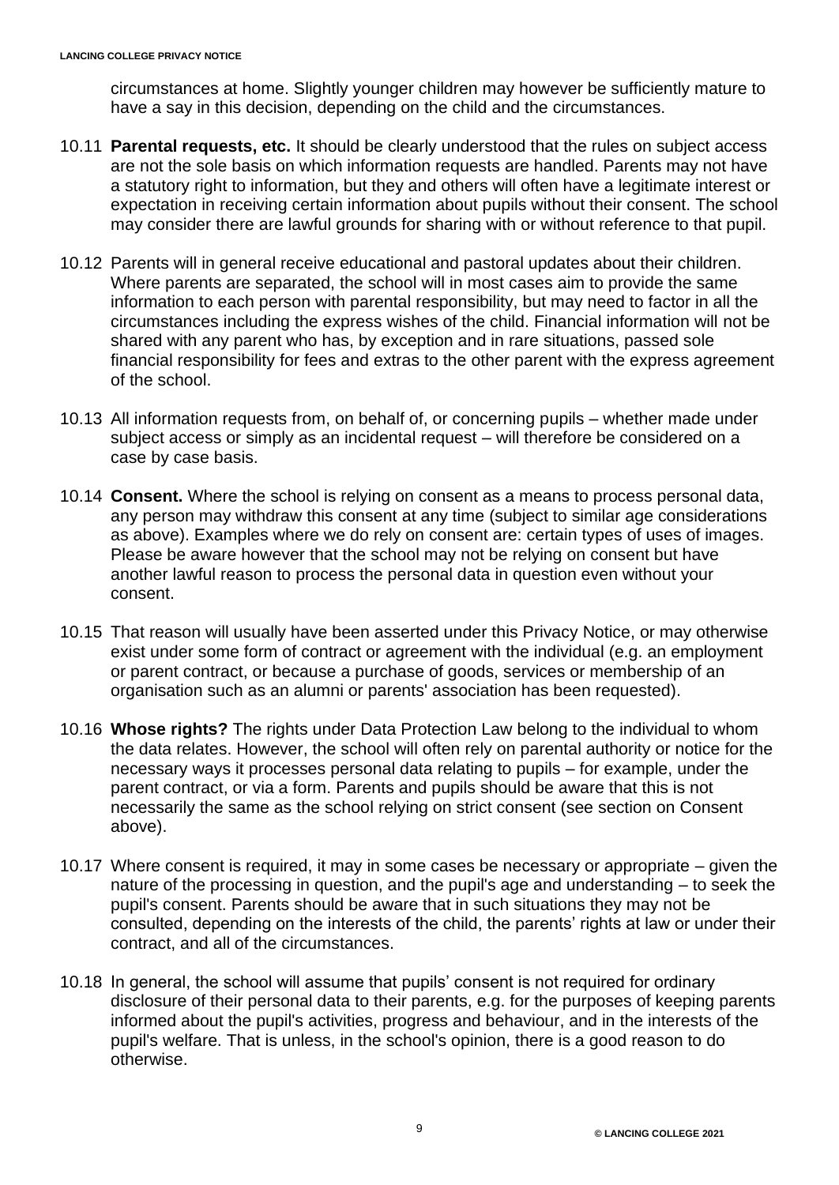circumstances at home. Slightly younger children may however be sufficiently mature to have a say in this decision, depending on the child and the circumstances.

10.11 **Parental requests, etc.** It should be clearly understood that the rules on subject access are not the sole basis on which information requests are handled. Parents may not have a statutory right to information, but they and others will often have a legitimate interest or expectation in receiving certain information about pupils without their consent. The school may consider there are lawful grounds for sharing with or without reference to that pupil.

10.12 Parents will in general receive educational and pastoral updates about their children. Where parents are separated, the school will in most cases aim to provide the same information to each person with parental responsibility, but may need to factor in all the circumstances including the express wishes of the child. Financial information will not be shared with any parent who has, by exception and in rare situations, passed sole financial responsibility for fees and extras to the other parent with the express agreement of the school.

10.13 All information requests from, on behalf of, or concerning pupils – whether made under subject access or simply as an incidental request – will therefore be considered on a case by case basis.

10.14 **Consent.** Where the school is relying on consent as a means to process personal data, any person may withdraw this consent at any time (subject to similar age considerations as above). Examples where we do rely on consent are: certain types of uses of images. Please be aware however that the school may not be relying on consent but have another lawful reason to process the personal data in question even without your consent.

10.15 That reason will usually have been asserted under this Privacy Notice, or may otherwise exist under some form of contract or agreement with the individual (e.g. an employment or parent contract, or because a purchase of goods, services or membership of an organisation such as an alumni or parents' association has been requested).

10.16 **Whose rights?** The rights under Data Protection Law belong to the individual to whom the data relates. However, the school will often rely on parental authority or notice for the necessary ways it processes personal data relating to pupils – for example, under the parent contract, or via a form. Parents and pupils should be aware that this is not necessarily the same as the school relying on strict consent (see section on Consent above).

10.17 Where consent is required, it may in some cases be necessary or appropriate – given the nature of the processing in question, and the pupil's age and understanding – to seek the pupil's consent. Parents should be aware that in such situations they may not be consulted, depending on the interests of the child, the parents' rights at law or under their contract, and all of the circumstances.

10.18 In general, the school will assume that pupils' consent is not required for ordinary disclosure of their personal data to their parents, e.g. for the purposes of keeping parents informed about the pupil's activities, progress and behaviour, and in the interests of the pupil's welfare. That is unless, in the school's opinion, there is a good reason to do otherwise.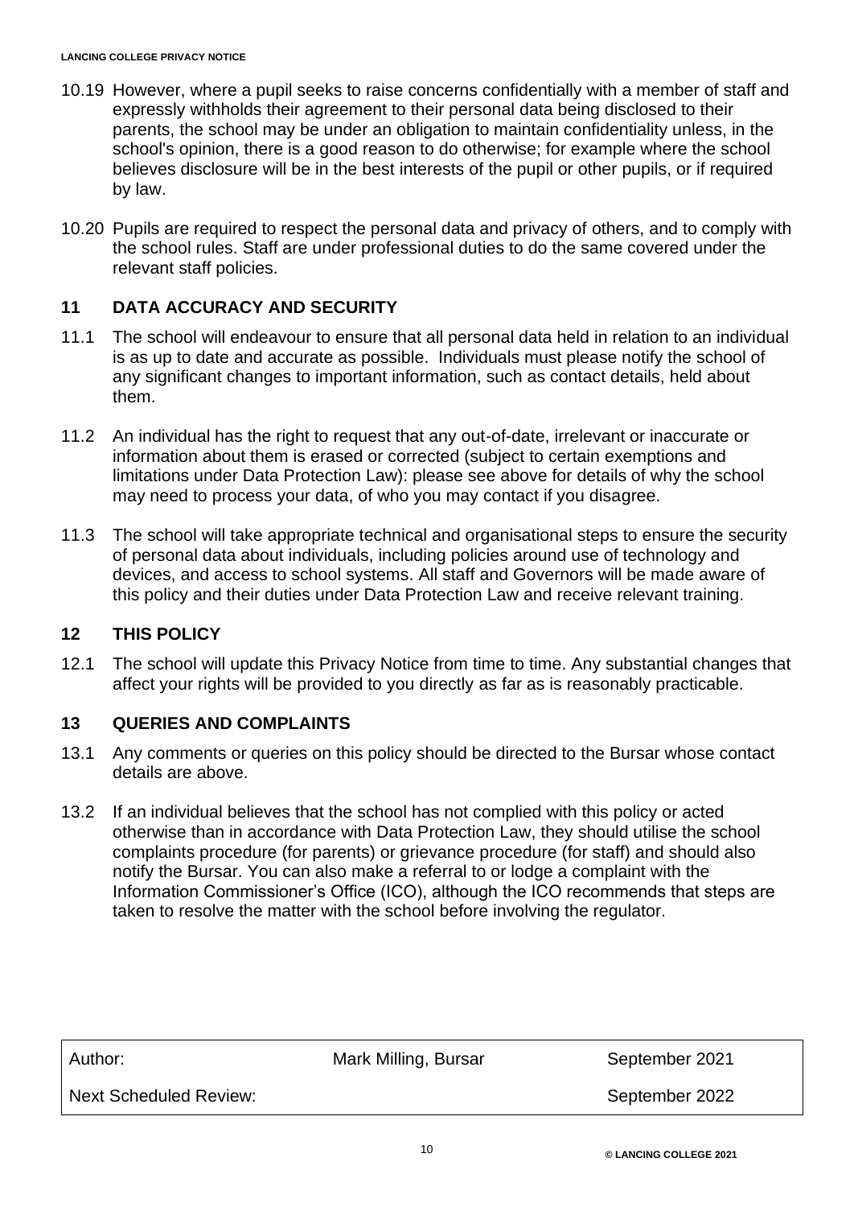10.19 However, where a pupil seeks to raise concerns confidentially with a member of staff and expressly withholds their agreement to their personal data being disclosed to their parents, the school may be under an obligation to maintain confidentiality unless, in the school's opinion, there is a good reason to do otherwise; for example where the school believes disclosure will be in the best interests of the pupil or other pupils, or if required by law.

10.20 Pupils are required to respect the personal data and privacy of others, and to comply with the school rules. Staff are under professional duties to do the same covered under the relevant staff policies.

## 11 DATA ACCURACY AND SECURITY

11.1 The school will endeavour to ensure that all personal data held in relation to an individual is as up to date and accurate as possible. Individuals must please notify the school of any significant changes to important information, such as contact details, held about them.

11.2 An individual has the right to request that any out-of-date, irrelevant or inaccurate or information about them is erased or corrected (subject to certain exemptions and limitations under Data Protection Law): please see above for details of why the school may need to process your data, of who you may contact if you disagree.

11.3 The school will take appropriate technical and organisational steps to ensure the security of personal data about individuals, including policies around use of technology and devices, and access to school systems. All staff and Governors will be made aware of this policy and their duties under Data Protection Law and receive relevant training.

## 12 THIS POLICY

12.1 The school will update this Privacy Notice from time to time. Any substantial changes that affect your rights will be provided to you directly as far as is reasonably practicable.

## 13 QUERIES AND COMPLAINTS

13.1 Any comments or queries on this policy should be directed to the Bursar whose contact details are above.

13.2 If an individual believes that the school has not complied with this policy or acted otherwise than in accordance with Data Protection Law, they should utilise the school complaints procedure (for parents) or grievance procedure (for staff) and should also notify the Bursar. You can also make a referral to or lodge a complaint with the Information Commissioner's Office (ICO), although the ICO recommends that steps are taken to resolve the matter with the school before involving the regulator.

| Author: | Mark Milling, Bursar | September 2021 |
|---|---|---|
| Next Scheduled Review: | | September 2022 |